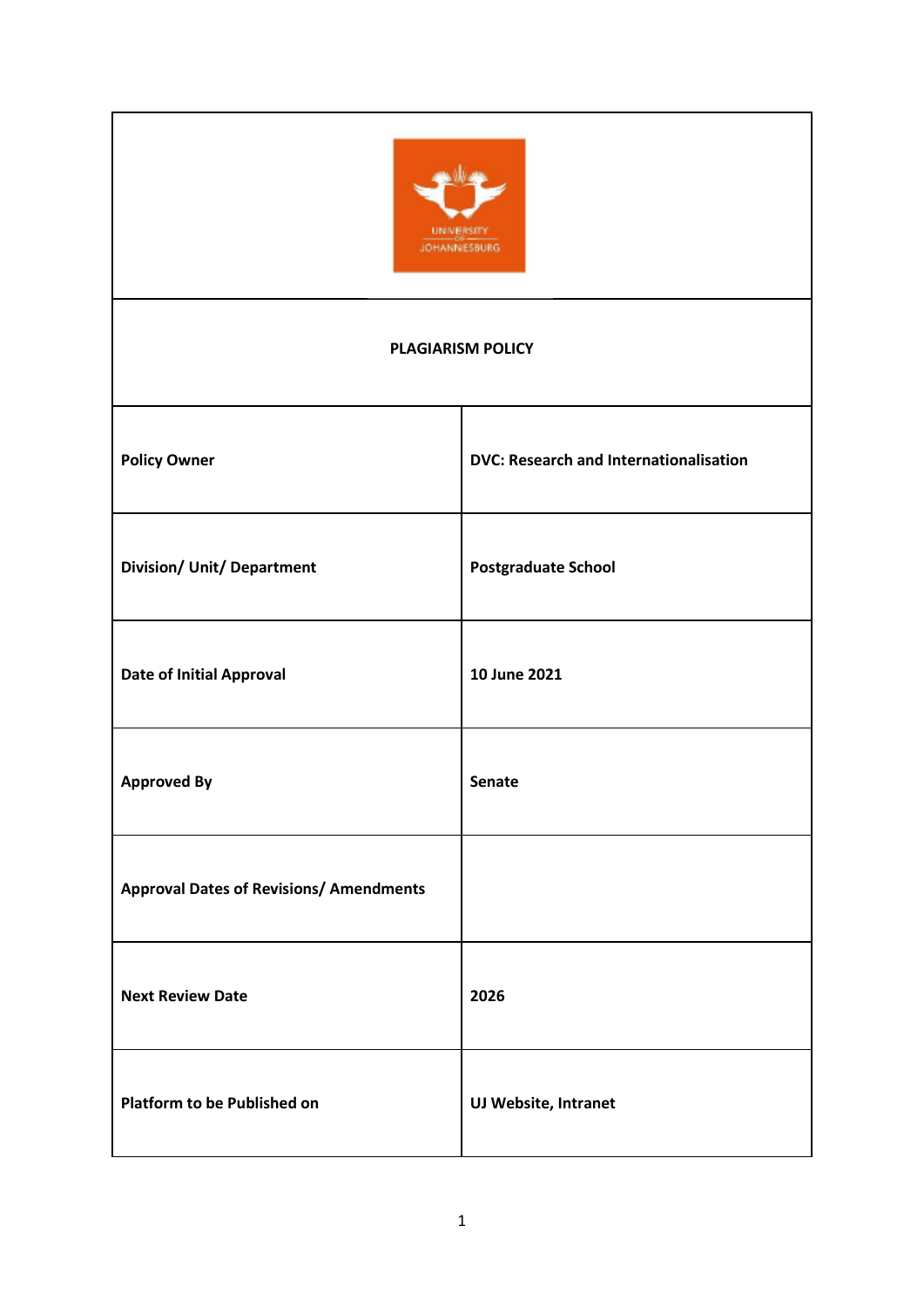UNIVERSITY OF JOHANNESBURG

# PLAGIARISM POLICY

| | |
|---|---|
| **Policy Owner** | **DVC: Research and Internationalisation** |
| **Division/ Unit/ Department** | **Postgraduate School** |
| **Date of Initial Approval** | **10 June 2021** |
| **Approved By** | **Senate** |
| **Approval Dates of Revisions/ Amendments** | |
| **Next Review Date** | **2026** |
| **Platform to be Published on** | **UJ Website, Intranet** |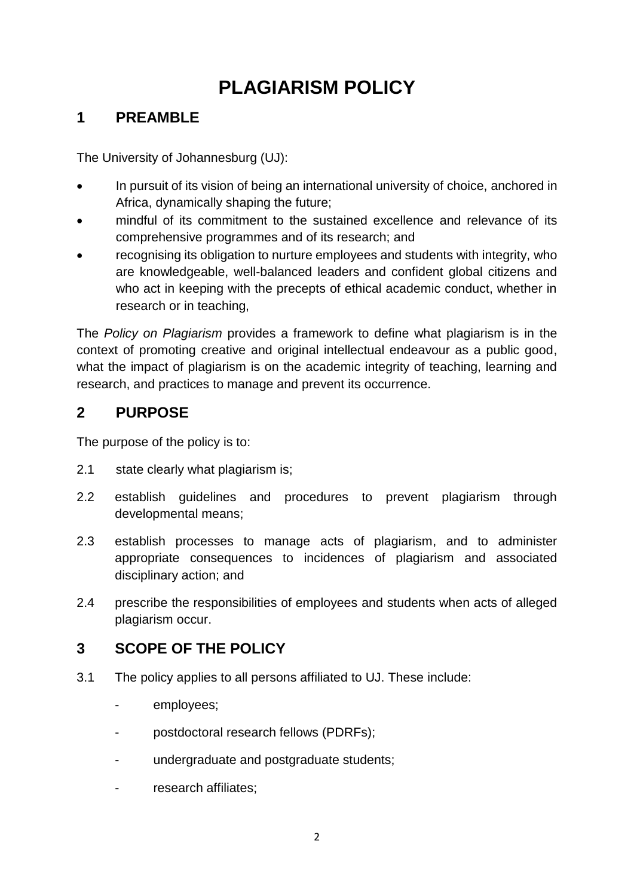# PLAGIARISM POLICY

## 1 PREAMBLE

The University of Johannesburg (UJ):

- In pursuit of its vision of being an international university of choice, anchored in Africa, dynamically shaping the future;
- mindful of its commitment to the sustained excellence and relevance of its comprehensive programmes and of its research; and
- recognising its obligation to nurture employees and students with integrity, who are knowledgeable, well-balanced leaders and confident global citizens and who act in keeping with the precepts of ethical academic conduct, whether in research or in teaching,

The *Policy on Plagiarism* provides a framework to define what plagiarism is in the context of promoting creative and original intellectual endeavour as a public good, what the impact of plagiarism is on the academic integrity of teaching, learning and research, and practices to manage and prevent its occurrence.

## 2 PURPOSE

The purpose of the policy is to:

2.1 state clearly what plagiarism is;

2.2 establish guidelines and procedures to prevent plagiarism through developmental means;

2.3 establish processes to manage acts of plagiarism, and to administer appropriate consequences to incidences of plagiarism and associated disciplinary action; and

2.4 prescribe the responsibilities of employees and students when acts of alleged plagiarism occur.

## 3 SCOPE OF THE POLICY

3.1 The policy applies to all persons affiliated to UJ. These include:

- employees;
- postdoctoral research fellows (PDRFs);
- undergraduate and postgraduate students;
- research affiliates;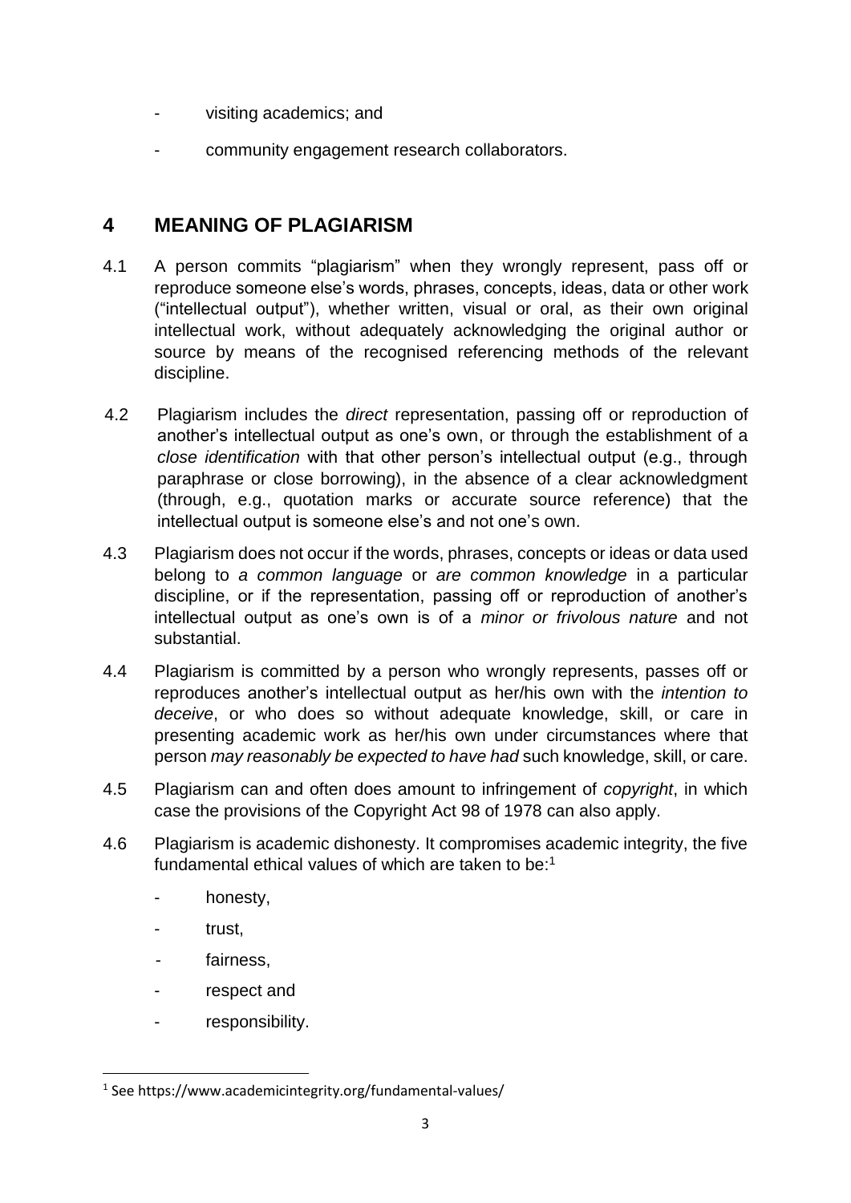- visiting academics; and
- community engagement research collaborators.

## 4 MEANING OF PLAGIARISM

4.1 A person commits "plagiarism" when they wrongly represent, pass off or reproduce someone else's words, phrases, concepts, ideas, data or other work ("intellectual output"), whether written, visual or oral, as their own original intellectual work, without adequately acknowledging the original author or source by means of the recognised referencing methods of the relevant discipline.

4.2 Plagiarism includes the *direct* representation, passing off or reproduction of another's intellectual output as one's own, or through the establishment of a *close identification* with that other person's intellectual output (e.g., through paraphrase or close borrowing), in the absence of a clear acknowledgment (through, e.g., quotation marks or accurate source reference) that the intellectual output is someone else's and not one's own.

4.3 Plagiarism does not occur if the words, phrases, concepts or ideas or data used belong to *a common language* or *are common knowledge* in a particular discipline, or if the representation, passing off or reproduction of another's intellectual output as one's own is of a *minor or frivolous nature* and not substantial.

4.4 Plagiarism is committed by a person who wrongly represents, passes off or reproduces another's intellectual output as her/his own with the *intention to deceive*, or who does so without adequate knowledge, skill, or care in presenting academic work as her/his own under circumstances where that person *may reasonably be expected to have had* such knowledge, skill, or care.

4.5 Plagiarism can and often does amount to infringement of *copyright*, in which case the provisions of the Copyright Act 98 of 1978 can also apply.

4.6 Plagiarism is academic dishonesty. It compromises academic integrity, the five fundamental ethical values of which are taken to be:[1]

- honesty,
- trust,
- fairness,
- respect and
- responsibility.

[1] See https://www.academicintegrity.org/fundamental-values/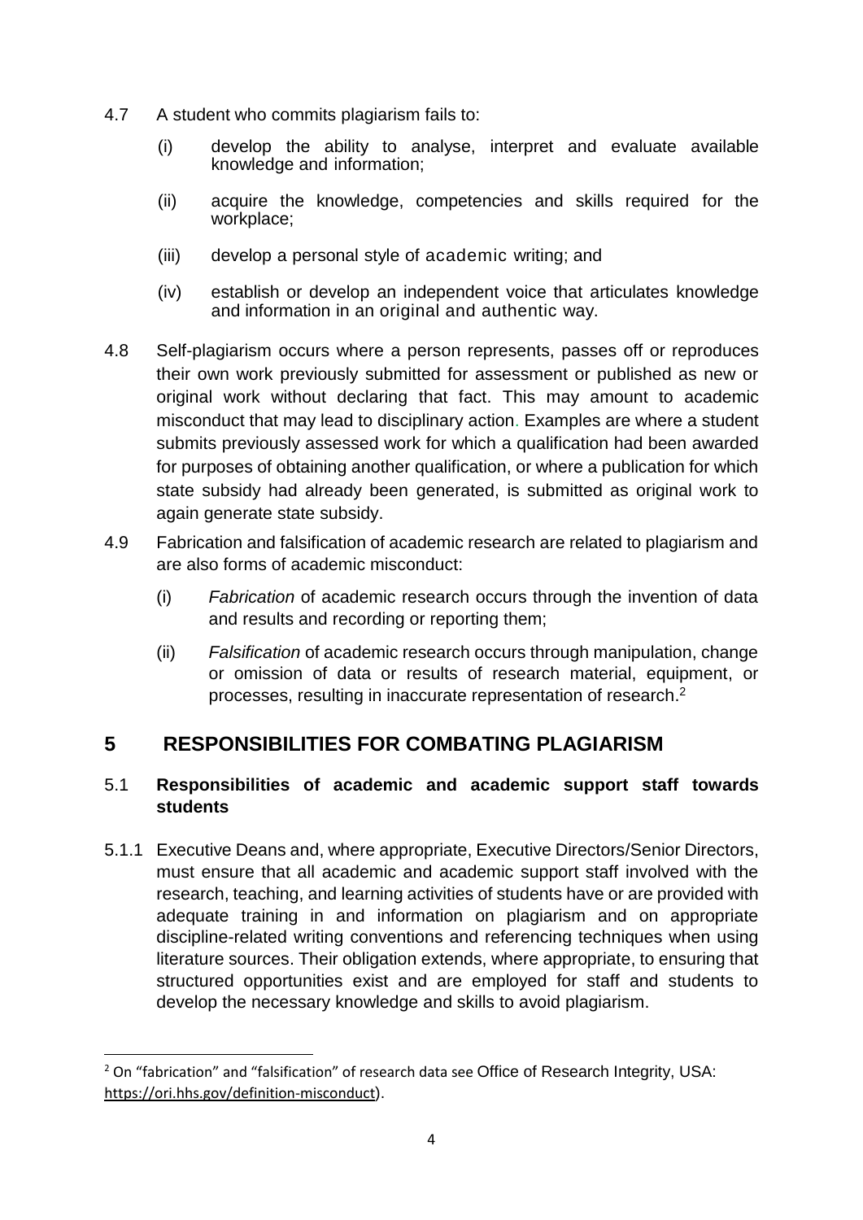4.7 A student who commits plagiarism fails to:

   (i) develop the ability to analyse, interpret and evaluate available knowledge and information;

   (ii) acquire the knowledge, competencies and skills required for the workplace;

   (iii) develop a personal style of academic writing; and

   (iv) establish or develop an independent voice that articulates knowledge and information in an original and authentic way.

4.8 Self-plagiarism occurs where a person represents, passes off or reproduces their own work previously submitted for assessment or published as new or original work without declaring that fact. This may amount to academic misconduct that may lead to disciplinary action. Examples are where a student submits previously assessed work for which a qualification had been awarded for purposes of obtaining another qualification, or where a publication for which state subsidy had already been generated, is submitted as original work to again generate state subsidy.

4.9 Fabrication and falsification of academic research are related to plagiarism and are also forms of academic misconduct:

   (i) *Fabrication* of academic research occurs through the invention of data and results and recording or reporting them;

   (ii) *Falsification* of academic research occurs through manipulation, change or omission of data or results of research material, equipment, or processes, resulting in inaccurate representation of research.[2]

## 5 RESPONSIBILITIES FOR COMBATING PLAGIARISM

### 5.1 Responsibilities of academic and academic support staff towards students

5.1.1 Executive Deans and, where appropriate, Executive Directors/Senior Directors, must ensure that all academic and academic support staff involved with the research, teaching, and learning activities of students have or are provided with adequate training in and information on plagiarism and on appropriate discipline-related writing conventions and referencing techniques when using literature sources. Their obligation extends, where appropriate, to ensuring that structured opportunities exist and are employed for staff and students to develop the necessary knowledge and skills to avoid plagiarism.

---

[2] On "fabrication" and "falsification" of research data see Office of Research Integrity, USA: https://ori.hhs.gov/definition-misconduct).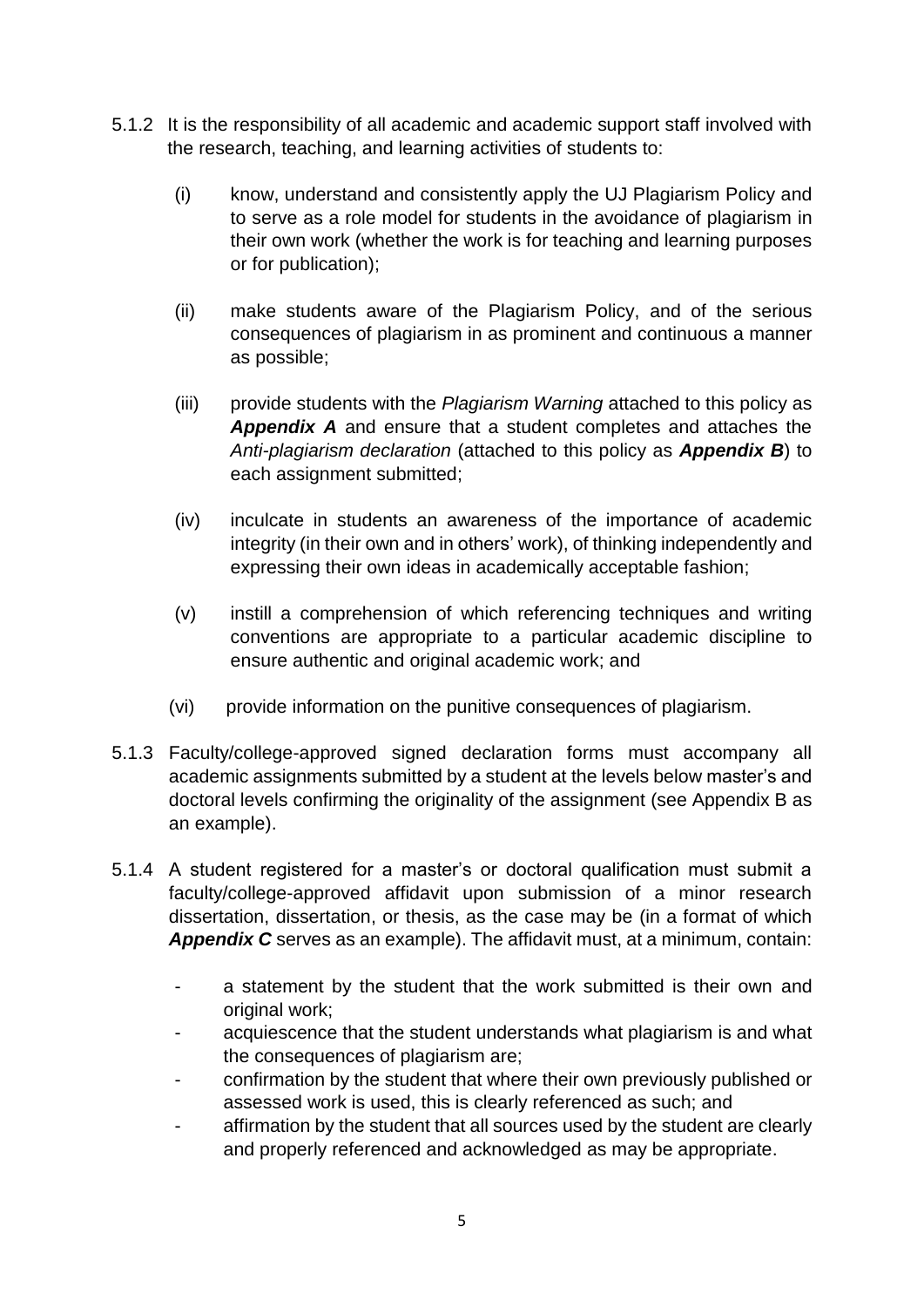5.1.2 It is the responsibility of all academic and academic support staff involved with the research, teaching, and learning activities of students to:

(i) know, understand and consistently apply the UJ Plagiarism Policy and to serve as a role model for students in the avoidance of plagiarism in their own work (whether the work is for teaching and learning purposes or for publication);

(ii) make students aware of the Plagiarism Policy, and of the serious consequences of plagiarism in as prominent and continuous a manner as possible;

(iii) provide students with the *Plagiarism Warning* attached to this policy as ***Appendix A*** and ensure that a student completes and attaches the *Anti-plagiarism declaration* (attached to this policy as ***Appendix B***) to each assignment submitted;

(iv) inculcate in students an awareness of the importance of academic integrity (in their own and in others' work), of thinking independently and expressing their own ideas in academically acceptable fashion;

(v) instill a comprehension of which referencing techniques and writing conventions are appropriate to a particular academic discipline to ensure authentic and original academic work; and

(vi) provide information on the punitive consequences of plagiarism.

5.1.3 Faculty/college-approved signed declaration forms must accompany all academic assignments submitted by a student at the levels below master's and doctoral levels confirming the originality of the assignment (see Appendix B as an example).

5.1.4 A student registered for a master's or doctoral qualification must submit a faculty/college-approved affidavit upon submission of a minor research dissertation, dissertation, or thesis, as the case may be (in a format of which ***Appendix C*** serves as an example). The affidavit must, at a minimum, contain:

- a statement by the student that the work submitted is their own and original work;
- acquiescence that the student understands what plagiarism is and what the consequences of plagiarism are;
- confirmation by the student that where their own previously published or assessed work is used, this is clearly referenced as such; and
- affirmation by the student that all sources used by the student are clearly and properly referenced and acknowledged as may be appropriate.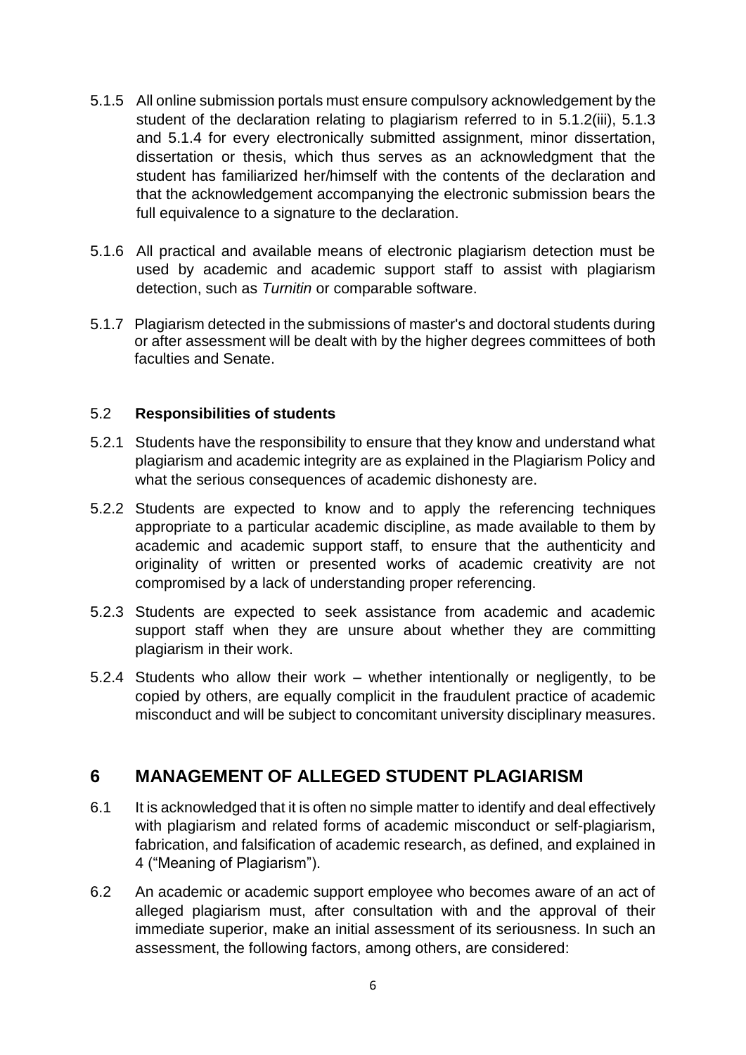5.1.5 All online submission portals must ensure compulsory acknowledgement by the student of the declaration relating to plagiarism referred to in 5.1.2(iii), 5.1.3 and 5.1.4 for every electronically submitted assignment, minor dissertation, dissertation or thesis, which thus serves as an acknowledgment that the student has familiarized her/himself with the contents of the declaration and that the acknowledgement accompanying the electronic submission bears the full equivalence to a signature to the declaration.

5.1.6 All practical and available means of electronic plagiarism detection must be used by academic and academic support staff to assist with plagiarism detection, such as *Turnitin* or comparable software.

5.1.7 Plagiarism detected in the submissions of master's and doctoral students during or after assessment will be dealt with by the higher degrees committees of both faculties and Senate.

### 5.2 **Responsibilities of students**

5.2.1 Students have the responsibility to ensure that they know and understand what plagiarism and academic integrity are as explained in the Plagiarism Policy and what the serious consequences of academic dishonesty are.

5.2.2 Students are expected to know and to apply the referencing techniques appropriate to a particular academic discipline, as made available to them by academic and academic support staff, to ensure that the authenticity and originality of written or presented works of academic creativity are not compromised by a lack of understanding proper referencing.

5.2.3 Students are expected to seek assistance from academic and academic support staff when they are unsure about whether they are committing plagiarism in their work.

5.2.4 Students who allow their work – whether intentionally or negligently, to be copied by others, are equally complicit in the fraudulent practice of academic misconduct and will be subject to concomitant university disciplinary measures.

## 6 MANAGEMENT OF ALLEGED STUDENT PLAGIARISM

6.1 It is acknowledged that it is often no simple matter to identify and deal effectively with plagiarism and related forms of academic misconduct or self-plagiarism, fabrication, and falsification of academic research, as defined, and explained in 4 ("Meaning of Plagiarism").

6.2 An academic or academic support employee who becomes aware of an act of alleged plagiarism must, after consultation with and the approval of their immediate superior, make an initial assessment of its seriousness. In such an assessment, the following factors, among others, are considered: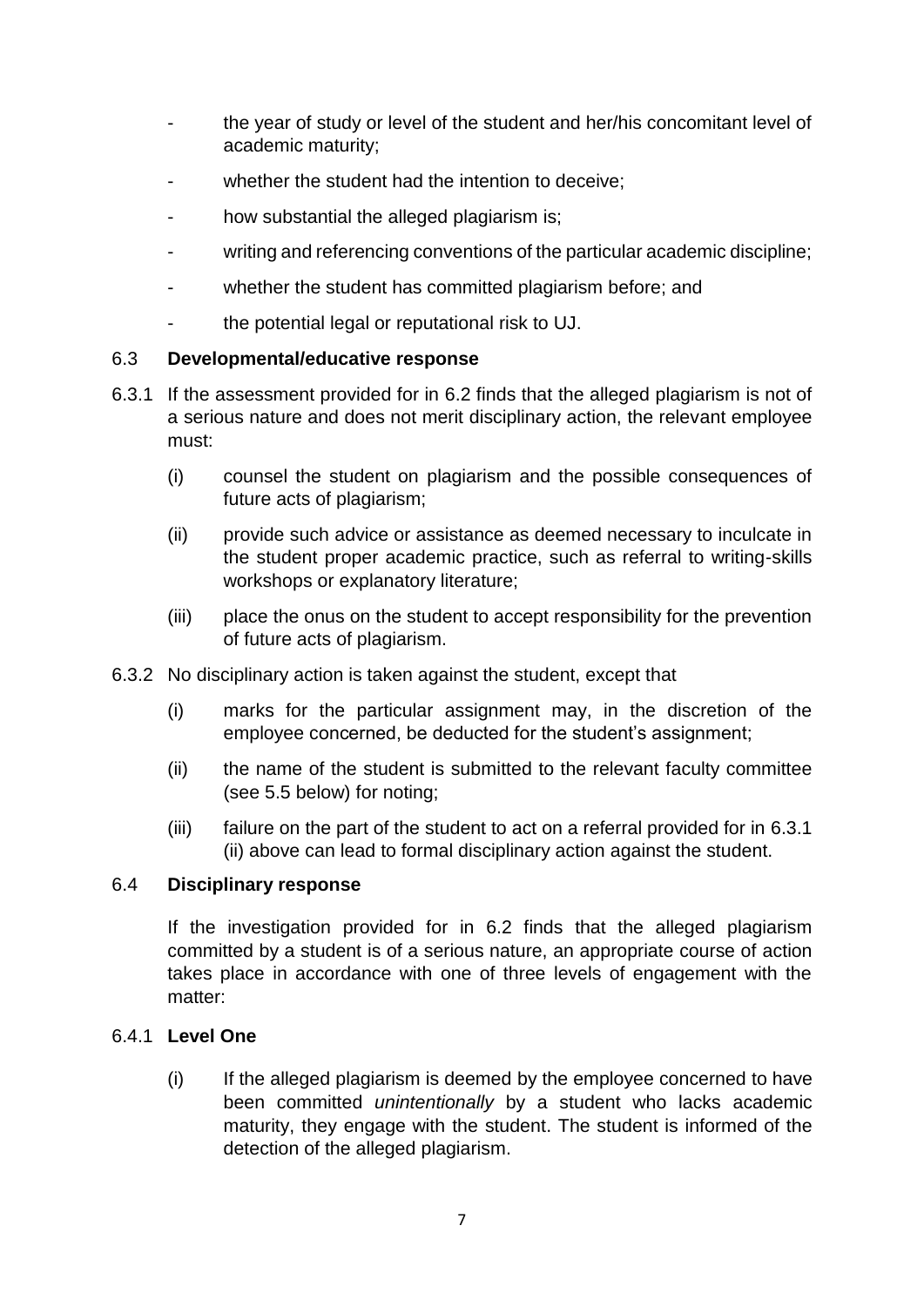- the year of study or level of the student and her/his concomitant level of academic maturity;
- whether the student had the intention to deceive;
- how substantial the alleged plagiarism is;
- writing and referencing conventions of the particular academic discipline;
- whether the student has committed plagiarism before; and
- the potential legal or reputational risk to UJ.

### 6.3 Developmental/educative response

6.3.1 If the assessment provided for in 6.2 finds that the alleged plagiarism is not of a serious nature and does not merit disciplinary action, the relevant employee must:

(i) counsel the student on plagiarism and the possible consequences of future acts of plagiarism;

(ii) provide such advice or assistance as deemed necessary to inculcate in the student proper academic practice, such as referral to writing-skills workshops or explanatory literature;

(iii) place the onus on the student to accept responsibility for the prevention of future acts of plagiarism.

6.3.2 No disciplinary action is taken against the student, except that

(i) marks for the particular assignment may, in the discretion of the employee concerned, be deducted for the student's assignment;

(ii) the name of the student is submitted to the relevant faculty committee (see 5.5 below) for noting;

(iii) failure on the part of the student to act on a referral provided for in 6.3.1 (ii) above can lead to formal disciplinary action against the student.

### 6.4 Disciplinary response

If the investigation provided for in 6.2 finds that the alleged plagiarism committed by a student is of a serious nature, an appropriate course of action takes place in accordance with one of three levels of engagement with the matter:

#### 6.4.1 Level One

(i) If the alleged plagiarism is deemed by the employee concerned to have been committed *unintentionally* by a student who lacks academic maturity, they engage with the student. The student is informed of the detection of the alleged plagiarism.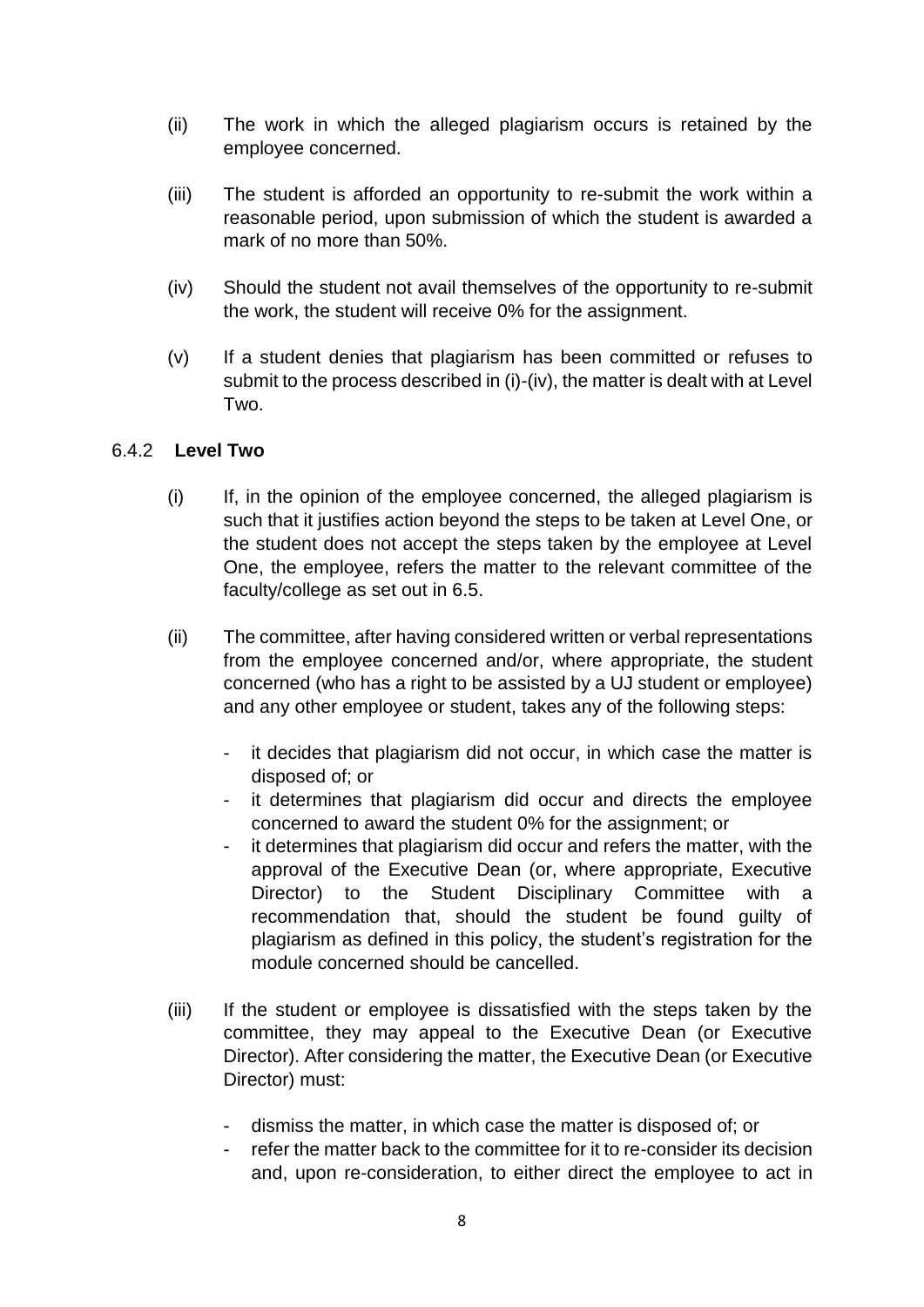(ii) The work in which the alleged plagiarism occurs is retained by the employee concerned.

(iii) The student is afforded an opportunity to re-submit the work within a reasonable period, upon submission of which the student is awarded a mark of no more than 50%.

(iv) Should the student not avail themselves of the opportunity to re-submit the work, the student will receive 0% for the assignment.

(v) If a student denies that plagiarism has been committed or refuses to submit to the process described in (i)-(iv), the matter is dealt with at Level Two.

### 6.4.2 **Level Two**

(i) If, in the opinion of the employee concerned, the alleged plagiarism is such that it justifies action beyond the steps to be taken at Level One, or the student does not accept the steps taken by the employee at Level One, the employee, refers the matter to the relevant committee of the faculty/college as set out in 6.5.

(ii) The committee, after having considered written or verbal representations from the employee concerned and/or, where appropriate, the student concerned (who has a right to be assisted by a UJ student or employee) and any other employee or student, takes any of the following steps:

- it decides that plagiarism did not occur, in which case the matter is disposed of; or
- it determines that plagiarism did occur and directs the employee concerned to award the student 0% for the assignment; or
- it determines that plagiarism did occur and refers the matter, with the approval of the Executive Dean (or, where appropriate, Executive Director) to the Student Disciplinary Committee with a recommendation that, should the student be found guilty of plagiarism as defined in this policy, the student's registration for the module concerned should be cancelled.

(iii) If the student or employee is dissatisfied with the steps taken by the committee, they may appeal to the Executive Dean (or Executive Director). After considering the matter, the Executive Dean (or Executive Director) must:

- dismiss the matter, in which case the matter is disposed of; or
- refer the matter back to the committee for it to re-consider its decision and, upon re-consideration, to either direct the employee to act in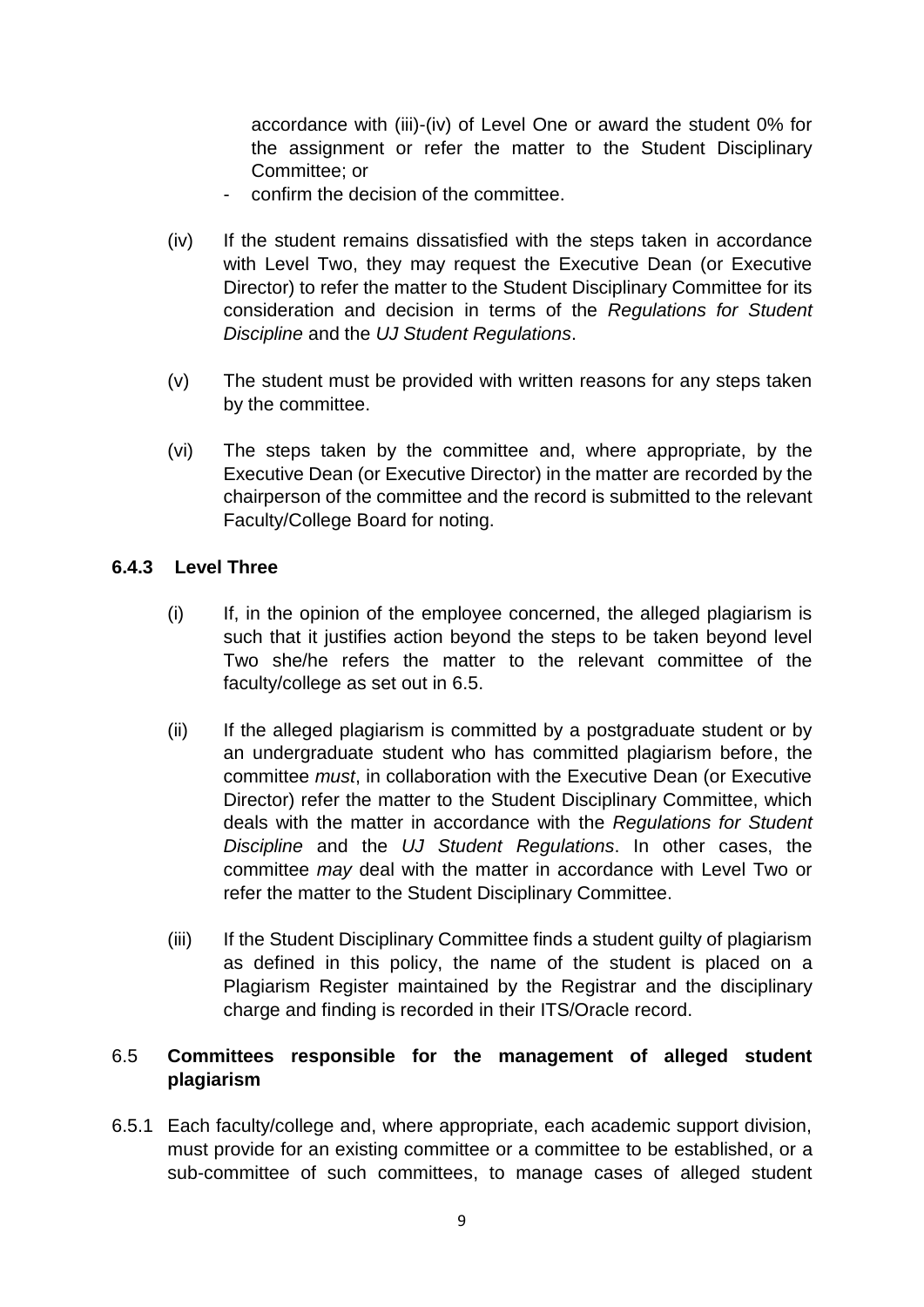accordance with (iii)-(iv) of Level One or award the student 0% for the assignment or refer the matter to the Student Disciplinary Committee; or

- confirm the decision of the committee.

(iv) If the student remains dissatisfied with the steps taken in accordance with Level Two, they may request the Executive Dean (or Executive Director) to refer the matter to the Student Disciplinary Committee for its consideration and decision in terms of the *Regulations for Student Discipline* and the *UJ Student Regulations*.

(v) The student must be provided with written reasons for any steps taken by the committee.

(vi) The steps taken by the committee and, where appropriate, by the Executive Dean (or Executive Director) in the matter are recorded by the chairperson of the committee and the record is submitted to the relevant Faculty/College Board for noting.

#### 6.4.3 Level Three

(i) If, in the opinion of the employee concerned, the alleged plagiarism is such that it justifies action beyond the steps to be taken beyond level Two she/he refers the matter to the relevant committee of the faculty/college as set out in 6.5.

(ii) If the alleged plagiarism is committed by a postgraduate student or by an undergraduate student who has committed plagiarism before, the committee *must*, in collaboration with the Executive Dean (or Executive Director) refer the matter to the Student Disciplinary Committee, which deals with the matter in accordance with the *Regulations for Student Discipline* and the *UJ Student Regulations*. In other cases, the committee *may* deal with the matter in accordance with Level Two or refer the matter to the Student Disciplinary Committee.

(iii) If the Student Disciplinary Committee finds a student guilty of plagiarism as defined in this policy, the name of the student is placed on a Plagiarism Register maintained by the Registrar and the disciplinary charge and finding is recorded in their ITS/Oracle record.

### 6.5 **Committees responsible for the management of alleged student plagiarism**

6.5.1 Each faculty/college and, where appropriate, each academic support division, must provide for an existing committee or a committee to be established, or a sub-committee of such committees, to manage cases of alleged student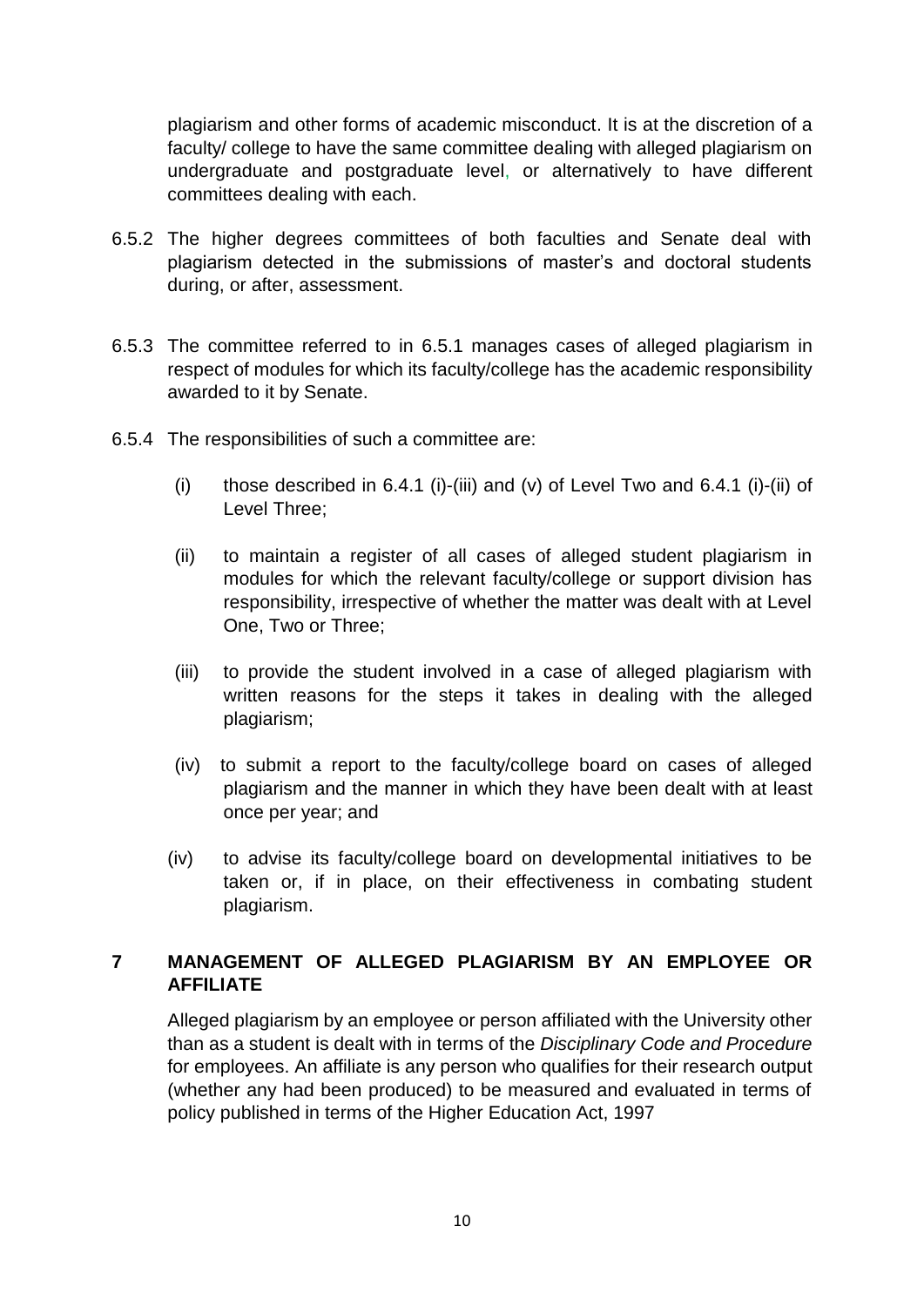plagiarism and other forms of academic misconduct. It is at the discretion of a faculty/ college to have the same committee dealing with alleged plagiarism on undergraduate and postgraduate level, or alternatively to have different committees dealing with each.

6.5.2 The higher degrees committees of both faculties and Senate deal with plagiarism detected in the submissions of master's and doctoral students during, or after, assessment.

6.5.3 The committee referred to in 6.5.1 manages cases of alleged plagiarism in respect of modules for which its faculty/college has the academic responsibility awarded to it by Senate.

6.5.4 The responsibilities of such a committee are:

(i) those described in 6.4.1 (i)-(iii) and (v) of Level Two and 6.4.1 (i)-(ii) of Level Three;

(ii) to maintain a register of all cases of alleged student plagiarism in modules for which the relevant faculty/college or support division has responsibility, irrespective of whether the matter was dealt with at Level One, Two or Three;

(iii) to provide the student involved in a case of alleged plagiarism with written reasons for the steps it takes in dealing with the alleged plagiarism;

(iv) to submit a report to the faculty/college board on cases of alleged plagiarism and the manner in which they have been dealt with at least once per year; and

(iv) to advise its faculty/college board on developmental initiatives to be taken or, if in place, on their effectiveness in combating student plagiarism.

## 7 MANAGEMENT OF ALLEGED PLAGIARISM BY AN EMPLOYEE OR AFFILIATE

Alleged plagiarism by an employee or person affiliated with the University other than as a student is dealt with in terms of the *Disciplinary Code and Procedure* for employees. An affiliate is any person who qualifies for their research output (whether any had been produced) to be measured and evaluated in terms of policy published in terms of the Higher Education Act, 1997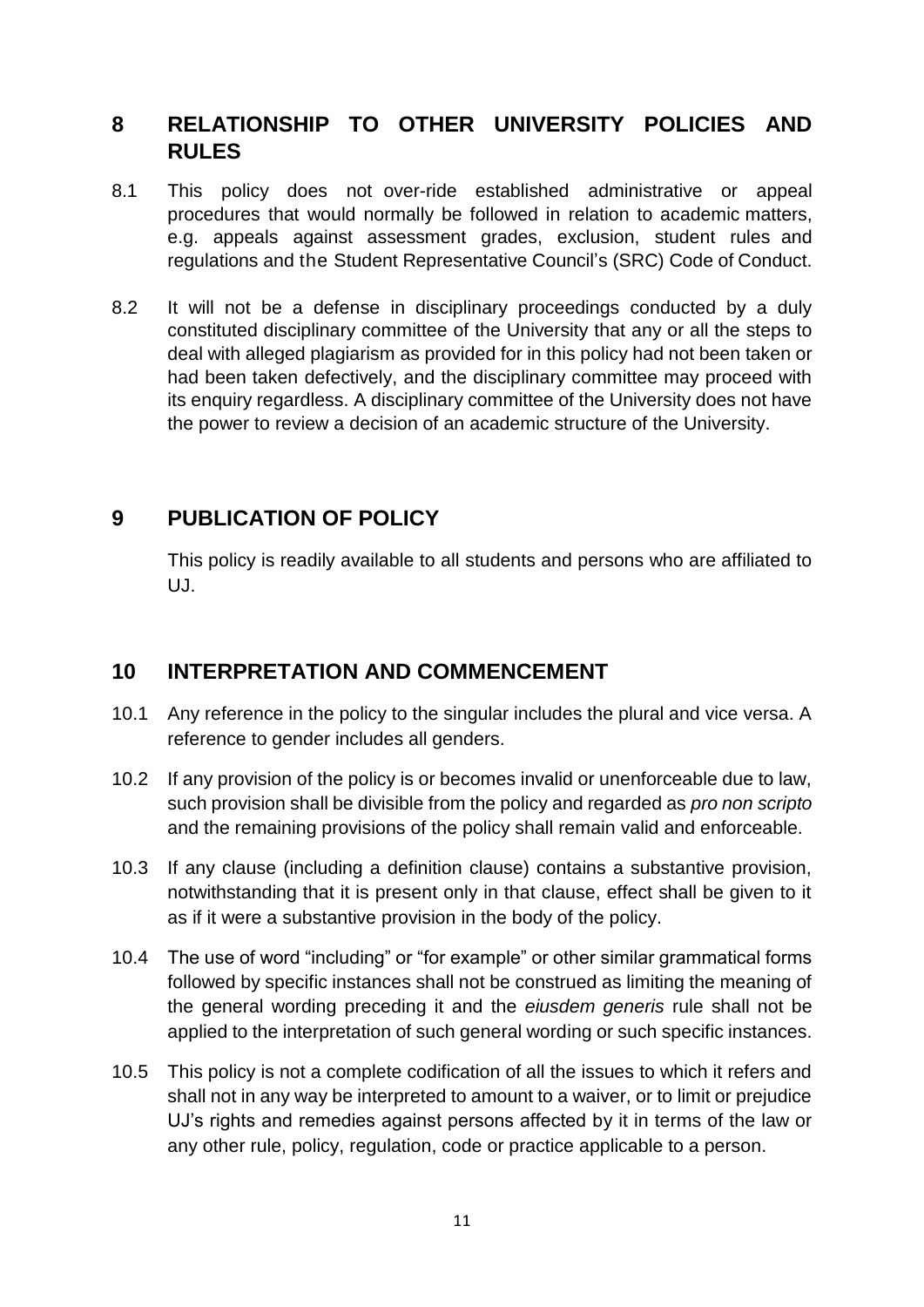## 8 RELATIONSHIP TO OTHER UNIVERSITY POLICIES AND RULES

8.1 This policy does not over-ride established administrative or appeal procedures that would normally be followed in relation to academic matters, e.g. appeals against assessment grades, exclusion, student rules and regulations and the Student Representative Council's (SRC) Code of Conduct.

8.2 It will not be a defense in disciplinary proceedings conducted by a duly constituted disciplinary committee of the University that any or all the steps to deal with alleged plagiarism as provided for in this policy had not been taken or had been taken defectively, and the disciplinary committee may proceed with its enquiry regardless. A disciplinary committee of the University does not have the power to review a decision of an academic structure of the University.

## 9 PUBLICATION OF POLICY

This policy is readily available to all students and persons who are affiliated to UJ.

## 10 INTERPRETATION AND COMMENCEMENT

10.1 Any reference in the policy to the singular includes the plural and vice versa. A reference to gender includes all genders.

10.2 If any provision of the policy is or becomes invalid or unenforceable due to law, such provision shall be divisible from the policy and regarded as *pro non scripto* and the remaining provisions of the policy shall remain valid and enforceable.

10.3 If any clause (including a definition clause) contains a substantive provision, notwithstanding that it is present only in that clause, effect shall be given to it as if it were a substantive provision in the body of the policy.

10.4 The use of word "including" or "for example" or other similar grammatical forms followed by specific instances shall not be construed as limiting the meaning of the general wording preceding it and the *eiusdem generis* rule shall not be applied to the interpretation of such general wording or such specific instances.

10.5 This policy is not a complete codification of all the issues to which it refers and shall not in any way be interpreted to amount to a waiver, or to limit or prejudice UJ's rights and remedies against persons affected by it in terms of the law or any other rule, policy, regulation, code or practice applicable to a person.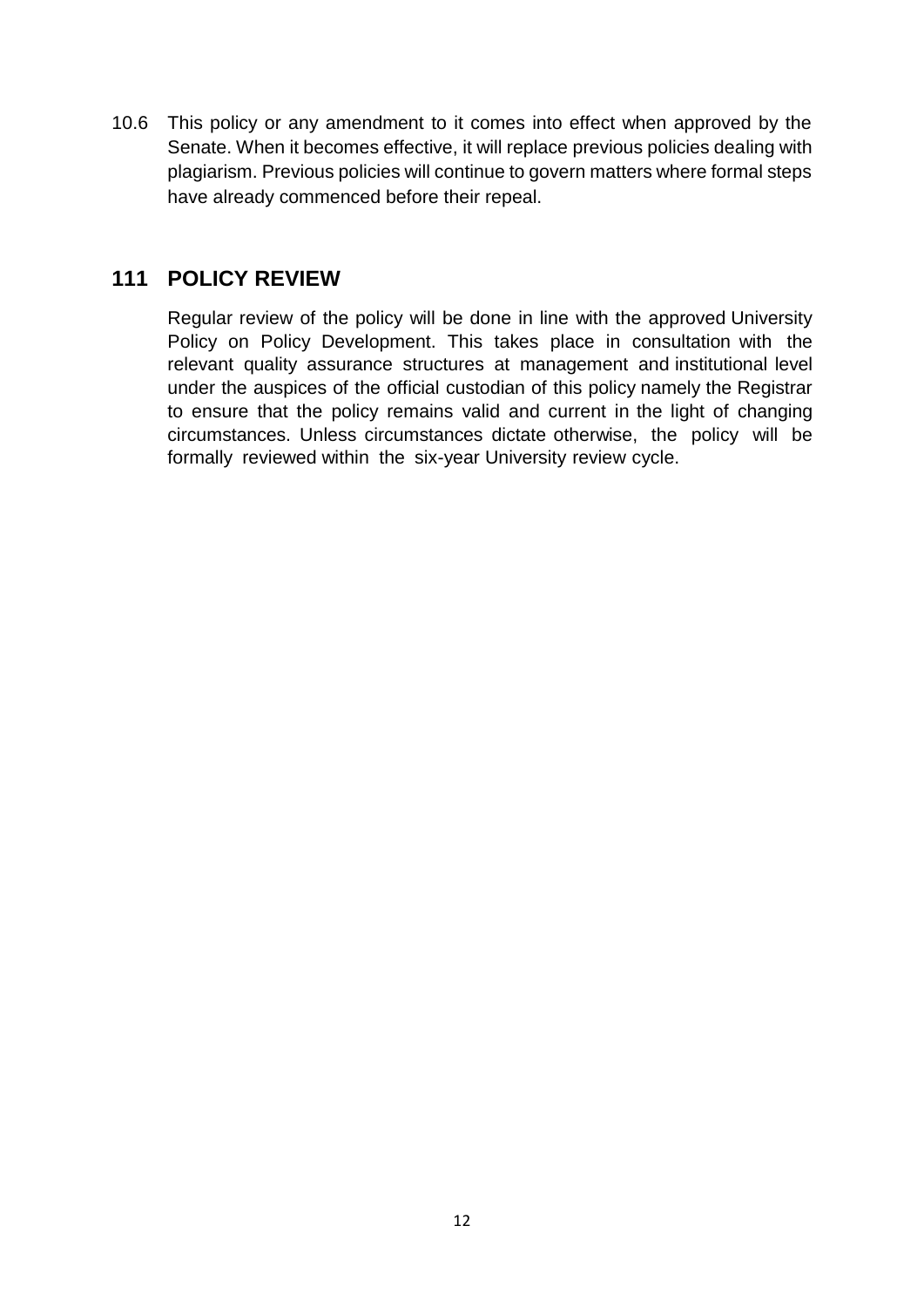10.6 This policy or any amendment to it comes into effect when approved by the Senate. When it becomes effective, it will replace previous policies dealing with plagiarism. Previous policies will continue to govern matters where formal steps have already commenced before their repeal.

## 111 POLICY REVIEW

Regular review of the policy will be done in line with the approved University Policy on Policy Development. This takes place in consultation with the relevant quality assurance structures at management and institutional level under the auspices of the official custodian of this policy namely the Registrar to ensure that the policy remains valid and current in the light of changing circumstances. Unless circumstances dictate otherwise, the policy will be formally reviewed within the six-year University review cycle.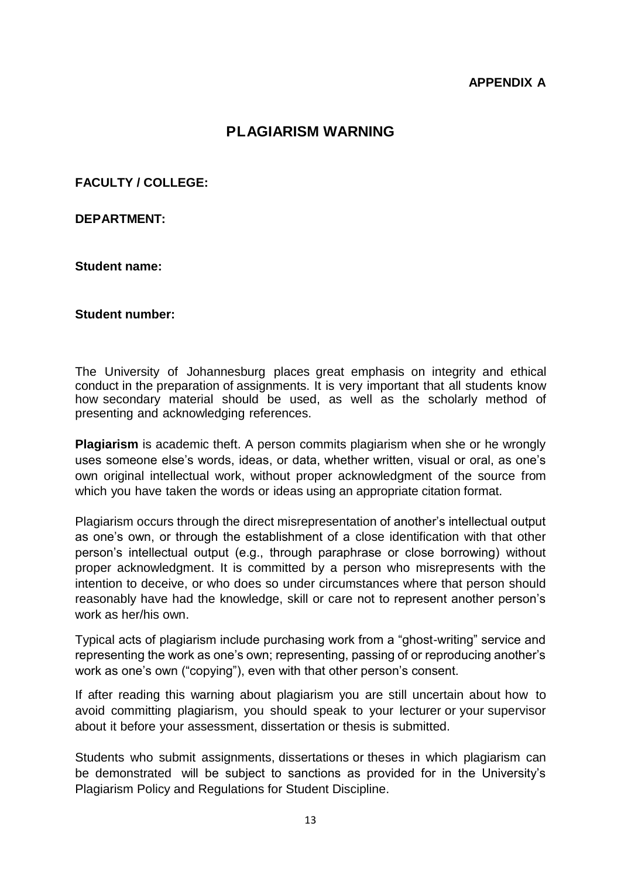**APPENDIX A**

# PLAGIARISM WARNING

**FACULTY / COLLEGE:**

**DEPARTMENT:**

**Student name:**

**Student number:**

The University of Johannesburg places great emphasis on integrity and ethical conduct in the preparation of assignments. It is very important that all students know how secondary material should be used, as well as the scholarly method of presenting and acknowledging references.

**Plagiarism** is academic theft. A person commits plagiarism when she or he wrongly uses someone else's words, ideas, or data, whether written, visual or oral, as one's own original intellectual work, without proper acknowledgment of the source from which you have taken the words or ideas using an appropriate citation format.

Plagiarism occurs through the direct misrepresentation of another's intellectual output as one's own, or through the establishment of a close identification with that other person's intellectual output (e.g., through paraphrase or close borrowing) without proper acknowledgment. It is committed by a person who misrepresents with the intention to deceive, or who does so under circumstances where that person should reasonably have had the knowledge, skill or care not to represent another person's work as her/his own.

Typical acts of plagiarism include purchasing work from a "ghost-writing" service and representing the work as one's own; representing, passing of or reproducing another's work as one's own ("copying"), even with that other person's consent.

If after reading this warning about plagiarism you are still uncertain about how to avoid committing plagiarism, you should speak to your lecturer or your supervisor about it before your assessment, dissertation or thesis is submitted.

Students who submit assignments, dissertations or theses in which plagiarism can be demonstrated will be subject to sanctions as provided for in the University's Plagiarism Policy and Regulations for Student Discipline.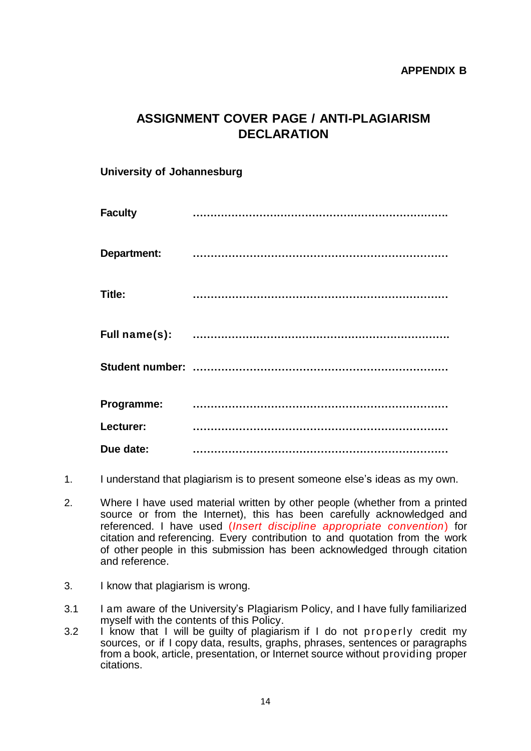**APPENDIX B**

# ASSIGNMENT COVER PAGE / ANTI-PLAGIARISM DECLARATION

**University of Johannesburg**

**Faculty** ……………………………………………………………….

**Department:** ……………………………………………………………….

**Title:** ……………………………………………………………….

**Full name(s):** ……………………………………………………………….

**Student number:** ……………………………………………………………….

**Programme:** ……………………………………………………………….

**Lecturer:** ……………………………………………………………….

**Due date:** ……………………………………………………………….

1. I understand that plagiarism is to present someone else's ideas as my own.

2. Where I have used material written by other people (whether from a printed source or from the Internet), this has been carefully acknowledged and referenced. I have used (*Insert discipline appropriate convention*) for citation and referencing. Every contribution to and quotation from the work of other people in this submission has been acknowledged through citation and reference.

3. I know that plagiarism is wrong.

3.1 I am aware of the University's Plagiarism Policy, and I have fully familiarized myself with the contents of this Policy.

3.2 I know that I will be guilty of plagiarism if I do not properly credit my sources, or if I copy data, results, graphs, phrases, sentences or paragraphs from a book, article, presentation, or Internet source without providing proper citations.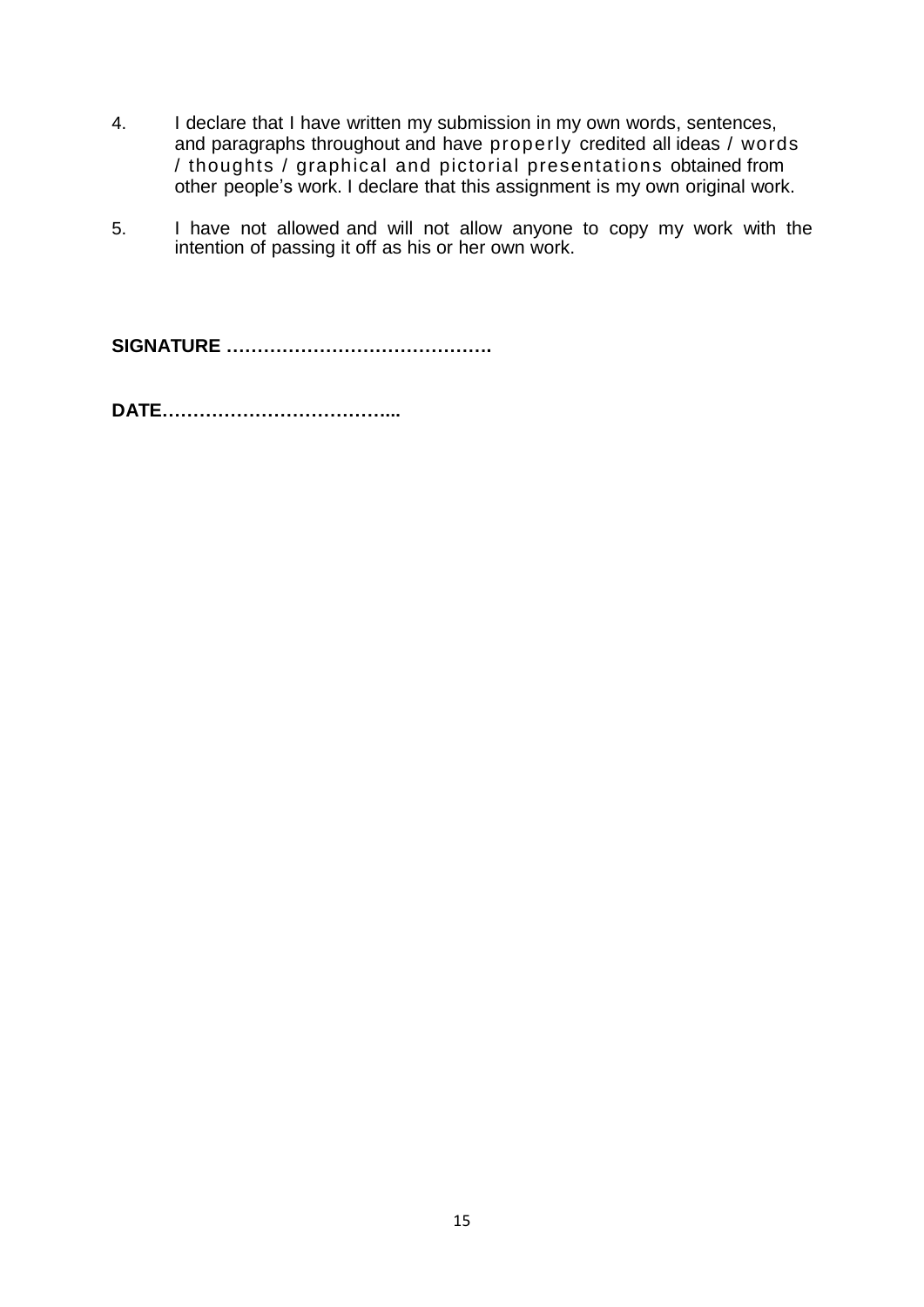4. I declare that I have written my submission in my own words, sentences, and paragraphs throughout and have properly credited all ideas / words / thoughts / graphical and pictorial presentations obtained from other people's work. I declare that this assignment is my own original work.

5. I have not allowed and will not allow anyone to copy my work with the intention of passing it off as his or her own work.

**SIGNATURE …………………………………….**

**DATE………………………………...**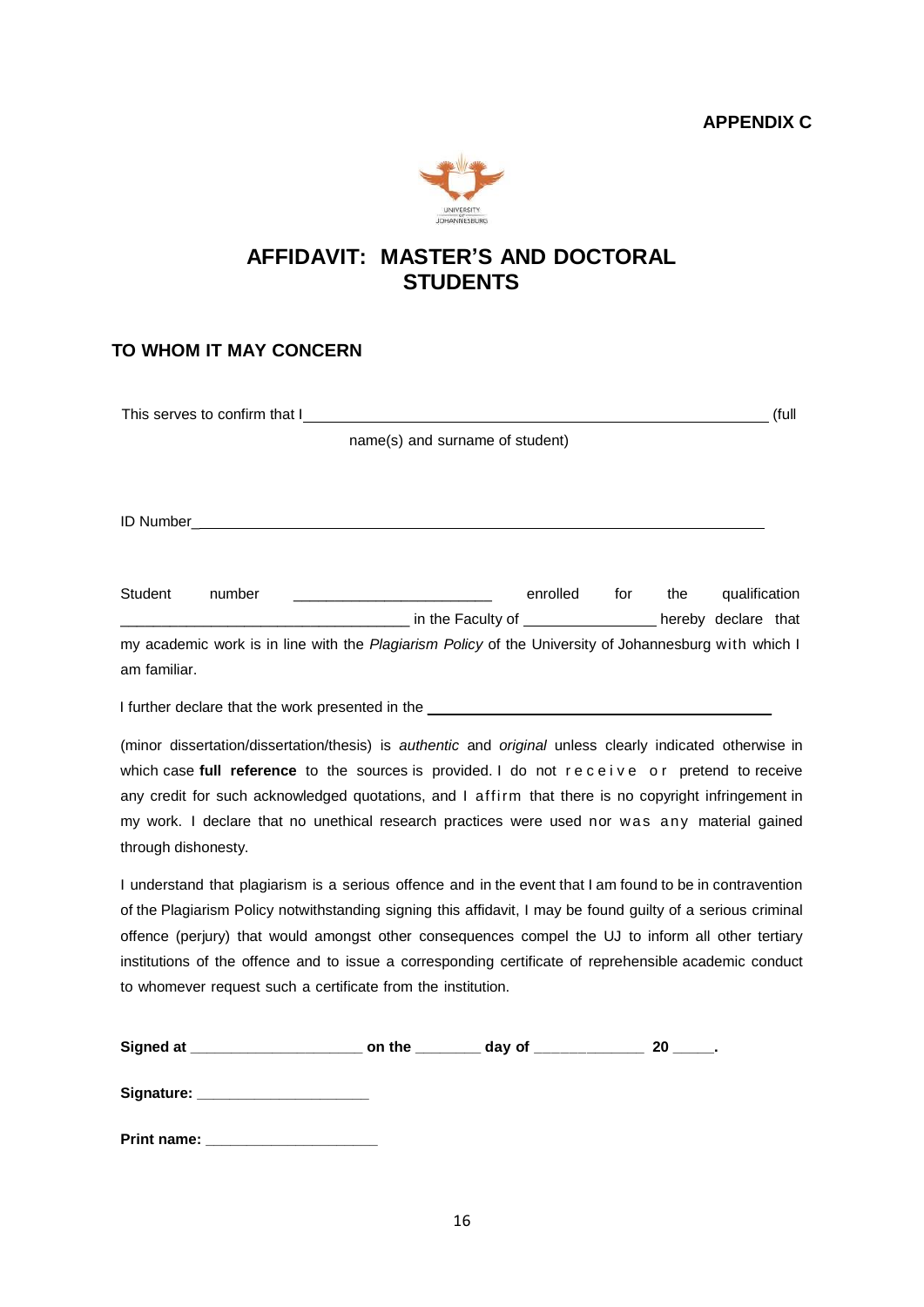**APPENDIX C**

UNIVERSITY OF JOHANNESBURG

# AFFIDAVIT: MASTER'S AND DOCTORAL STUDENTS

## TO WHOM IT MAY CONCERN

This serves to confirm that I \_\_\_\_\_\_\_\_\_\_\_\_\_\_\_\_\_\_\_\_\_\_\_\_\_\_\_\_\_\_\_\_\_\_\_\_\_\_\_\_\_\_\_\_\_\_\_\_\_\_\_\_\_\_ (full name(s) and surname of student)

ID Number\_\_\_\_\_\_\_\_\_\_\_\_\_\_\_\_\_\_\_\_\_\_\_\_\_\_\_\_\_\_\_\_\_\_\_\_\_\_\_\_\_\_\_\_\_\_\_\_\_\_\_\_\_\_\_\_\_\_\_\_

Student number \_\_\_\_\_\_\_\_\_\_\_\_\_\_\_\_\_\_\_\_\_\_\_\_ enrolled for the qualification \_\_\_\_\_\_\_\_\_\_\_\_\_\_\_\_\_\_\_\_\_\_\_\_\_\_\_\_\_\_\_\_\_\_\_\_ in the Faculty of \_\_\_\_\_\_\_\_\_\_\_\_\_\_\_\_ hereby declare that my academic work is in line with the *Plagiarism Policy* of the University of Johannesburg with which I am familiar.

I further declare that the work presented in the \_\_\_\_\_\_\_\_\_\_\_\_\_\_\_\_\_\_\_\_\_\_\_\_\_\_\_\_\_\_\_\_\_\_\_\_\_\_\_\_\_\_

(minor dissertation/dissertation/thesis) is *authentic* and *original* unless clearly indicated otherwise in which case **full reference** to the sources is provided. I do not receive or pretend to receive any credit for such acknowledged quotations, and I affirm that there is no copyright infringement in my work. I declare that no unethical research practices were used nor was any material gained through dishonesty.

I understand that plagiarism is a serious offence and in the event that I am found to be in contravention of the Plagiarism Policy notwithstanding signing this affidavit, I may be found guilty of a serious criminal offence (perjury) that would amongst other consequences compel the UJ to inform all other tertiary institutions of the offence and to issue a corresponding certificate of reprehensible academic conduct to whomever request such a certificate from the institution.

**Signed at \_\_\_\_\_\_\_\_\_\_\_\_\_\_\_\_\_\_\_\_\_ on the \_\_\_\_\_\_\_\_ day of \_\_\_\_\_\_\_\_\_\_\_\_\_\_ 20 \_\_\_\_\_.**

**Signature: \_\_\_\_\_\_\_\_\_\_\_\_\_\_\_\_\_\_\_\_\_**

**Print name: \_\_\_\_\_\_\_\_\_\_\_\_\_\_\_\_\_\_\_\_\_**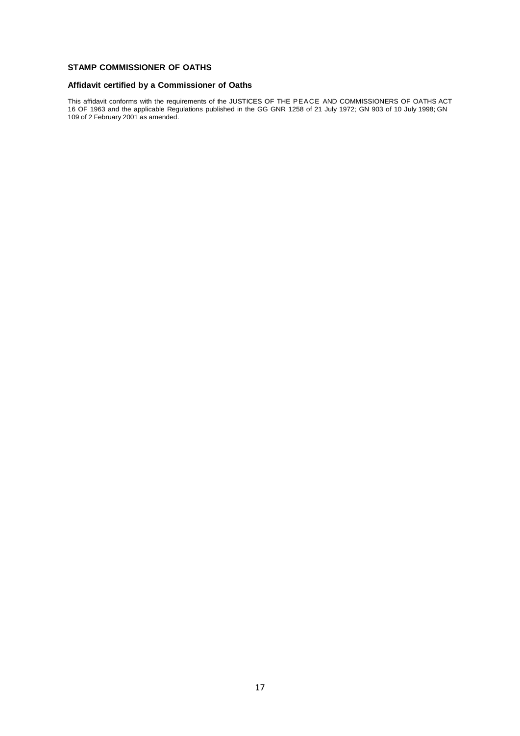**STAMP COMMISSIONER OF OATHS**

**Affidavit certified by a Commissioner of Oaths**

This affidavit conforms with the requirements of the JUSTICES OF THE PEACE AND COMMISSIONERS OF OATHS ACT 16 OF 1963 and the applicable Regulations published in the GG GNR 1258 of 21 July 1972; GN 903 of 10 July 1998; GN 109 of 2 February 2001 as amended.